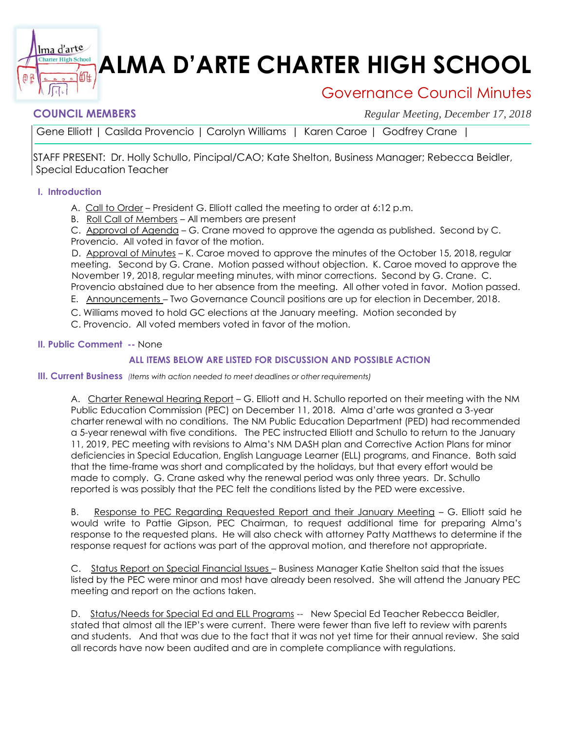# ALMA D'ARTE CHARTER HIGH SCHOOL

## Governance Council Minutes

**COUNCIL MEMBERS** *Regular Meeting, December 17, 2018*

Gene Elliott | Casilda Provencio | Carolyn Williams | Karen Caroe | Godfrey Crane |

STAFF PRESENT: Dr. Holly Schullo, Pincipal/CAO; Kate Shelton, Business Manager; Rebecca Beidler, Special Education Teacher

### I. Introduction

A. Call to Order – President G. Elliott called the meeting to order at 6:12 p.m.

B. Roll Call of Members – All members are present

C. Approval of Agenda – G. Crane moved to approve the agenda as published. Second by C. Provencio. All voted in favor of the motion.

D. Approval of Minutes – K. Caroe moved to approve the minutes of the October 15, 2018, regular meeting. Second by G. Crane. Motion passed without objection. K. Caroe moved to approve the November 19, 2018, regular meeting minutes, with minor corrections. Second by G. Crane. C. Provencio abstained due to her absence from the meeting. All other voted in favor. Motion passed.

E. Announcements – Two Governance Council positions are up for election in December, 2018.

C. Williams moved to hold GC elections at the January meeting. Motion seconded by C. Provencio. All voted members voted in favor of the motion.

### II. Public Comment -- None

**ALL ITEMS BELOW ARE LISTED FOR DISCUSSION AND POSSIBLE ACTION**

### III. Current Business *(Items with action needed to meet deadlines or other requirements)*

A. Charter Renewal Hearing Report – G. Elliott and H. Schullo reported on their meeting with the NM Public Education Commission (PEC) on December 11, 2018. Alma d'arte was granted a 3-year charter renewal with no conditions. The NM Public Education Department (PED) had recommended a 5-year renewal with five conditions. The PEC instructed Elliott and Schullo to return to the January 11, 2019, PEC meeting with revisions to Alma's NM DASH plan and Corrective Action Plans for minor deficiencies in Special Education, English Language Learner (ELL) programs, and Finance. Both said that the time-frame was short and complicated by the holidays, but that every effort would be made to comply. G. Crane asked why the renewal period was only three years. Dr. Schullo reported is was possibly that the PEC felt the conditions listed by the PED were excessive.

B. Response to PEC Regarding Requested Report and their January Meeting – G. Elliott said he would write to Pattie Gipson, PEC Chairman, to request additional time for preparing Alma's response to the requested plans. He will also check with attorney Patty Matthews to determine if the response request for actions was part of the approval motion, and therefore not appropriate.

C. Status Report on Special Financial Issues – Business Manager Katie Shelton said that the issues listed by the PEC were minor and most have already been resolved. She will attend the January PEC meeting and report on the actions taken.

D. Status/Needs for Special Ed and ELL Programs -- New Special Ed Teacher Rebecca Beidler, stated that almost all the IEP's were current. There were fewer than five left to review with parents and students. And that was due to the fact that it was not yet time for their annual review. She said all records have now been audited and are in complete compliance with regulations.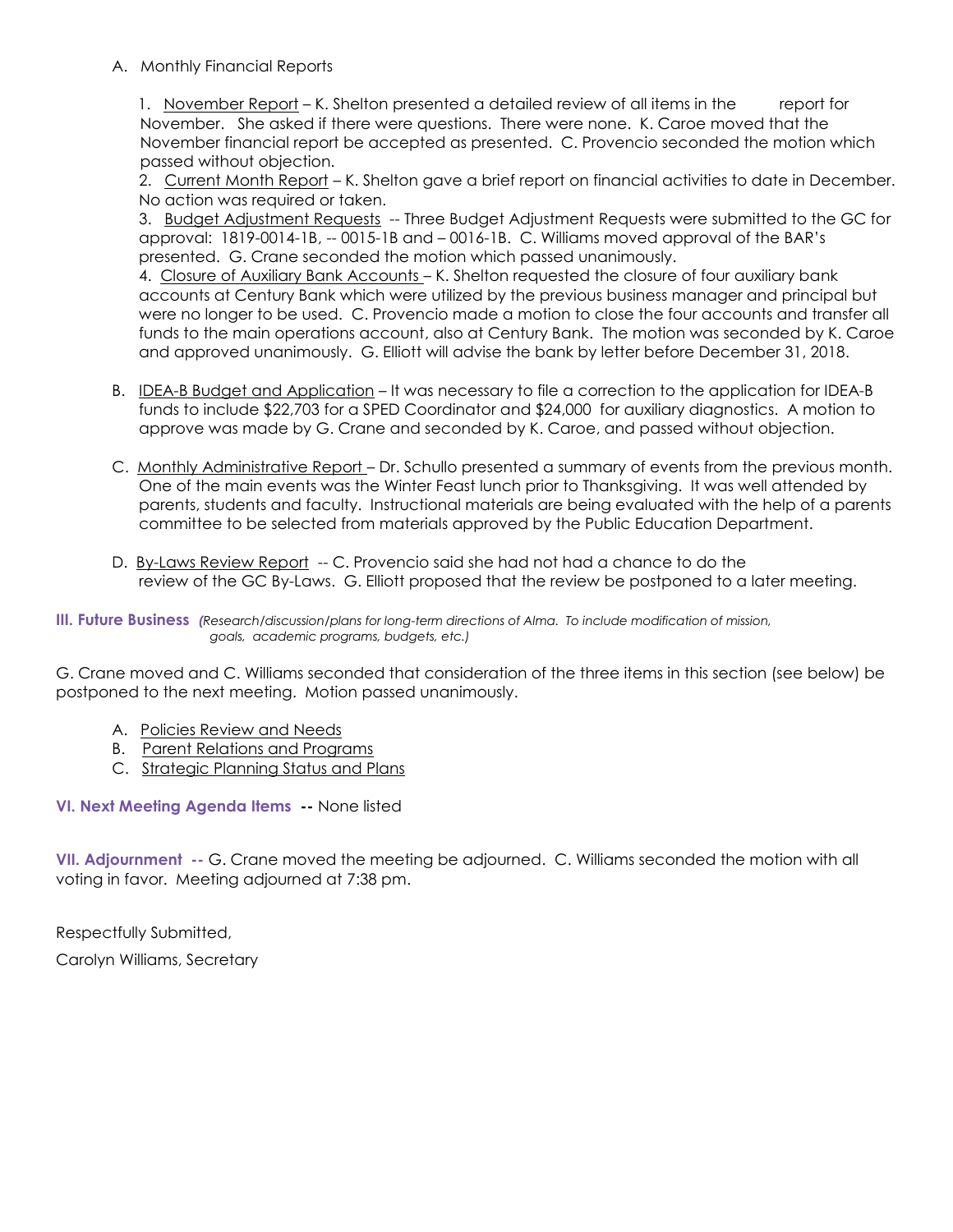A. Monthly Financial Reports

1. November Report – K. Shelton presented a detailed review of all items in the report for November. She asked if there were questions. There were none. K. Caroe moved that the November financial report be accepted as presented. C. Provencio seconded the motion which passed without objection.
2. Current Month Report – K. Shelton gave a brief report on financial activities to date in December. No action was required or taken.
3. Budget Adjustment Requests -- Three Budget Adjustment Requests were submitted to the GC for approval: 1819-0014-1B, -- 0015-1B and – 0016-1B. C. Williams moved approval of the BAR's presented. G. Crane seconded the motion which passed unanimously.
4. Closure of Auxiliary Bank Accounts – K. Shelton requested the closure of four auxiliary bank accounts at Century Bank which were utilized by the previous business manager and principal but were no longer to be used. C. Provencio made a motion to close the four accounts and transfer all funds to the main operations account, also at Century Bank. The motion was seconded by K. Caroe and approved unanimously. G. Elliott will advise the bank by letter before December 31, 2018.

B. IDEA-B Budget and Application – It was necessary to file a correction to the application for IDEA-B funds to include $22,703 for a SPED Coordinator and $24,000 for auxiliary diagnostics. A motion to approve was made by G. Crane and seconded by K. Caroe, and passed without objection.

C. Monthly Administrative Report – Dr. Schullo presented a summary of events from the previous month. One of the main events was the Winter Feast lunch prior to Thanksgiving. It was well attended by parents, students and faculty. Instructional materials are being evaluated with the help of a parents committee to be selected from materials approved by the Public Education Department.

D. By-Laws Review Report -- C. Provencio said she had not had a chance to do the review of the GC By-Laws. G. Elliott proposed that the review be postponed to a later meeting.

**III. Future Business** *(Research/discussion/plans for long-term directions of Alma. To include modification of mission, goals, academic programs, budgets, etc.)*

G. Crane moved and C. Williams seconded that consideration of the three items in this section (see below) be postponed to the next meeting. Motion passed unanimously.

A. Policies Review and Needs
B. Parent Relations and Programs
C. Strategic Planning Status and Plans

**VI. Next Meeting Agenda Items --** None listed

**VII. Adjournment --** G. Crane moved the meeting be adjourned. C. Williams seconded the motion with all voting in favor. Meeting adjourned at 7:38 pm.

Respectfully Submitted,

Carolyn Williams, Secretary